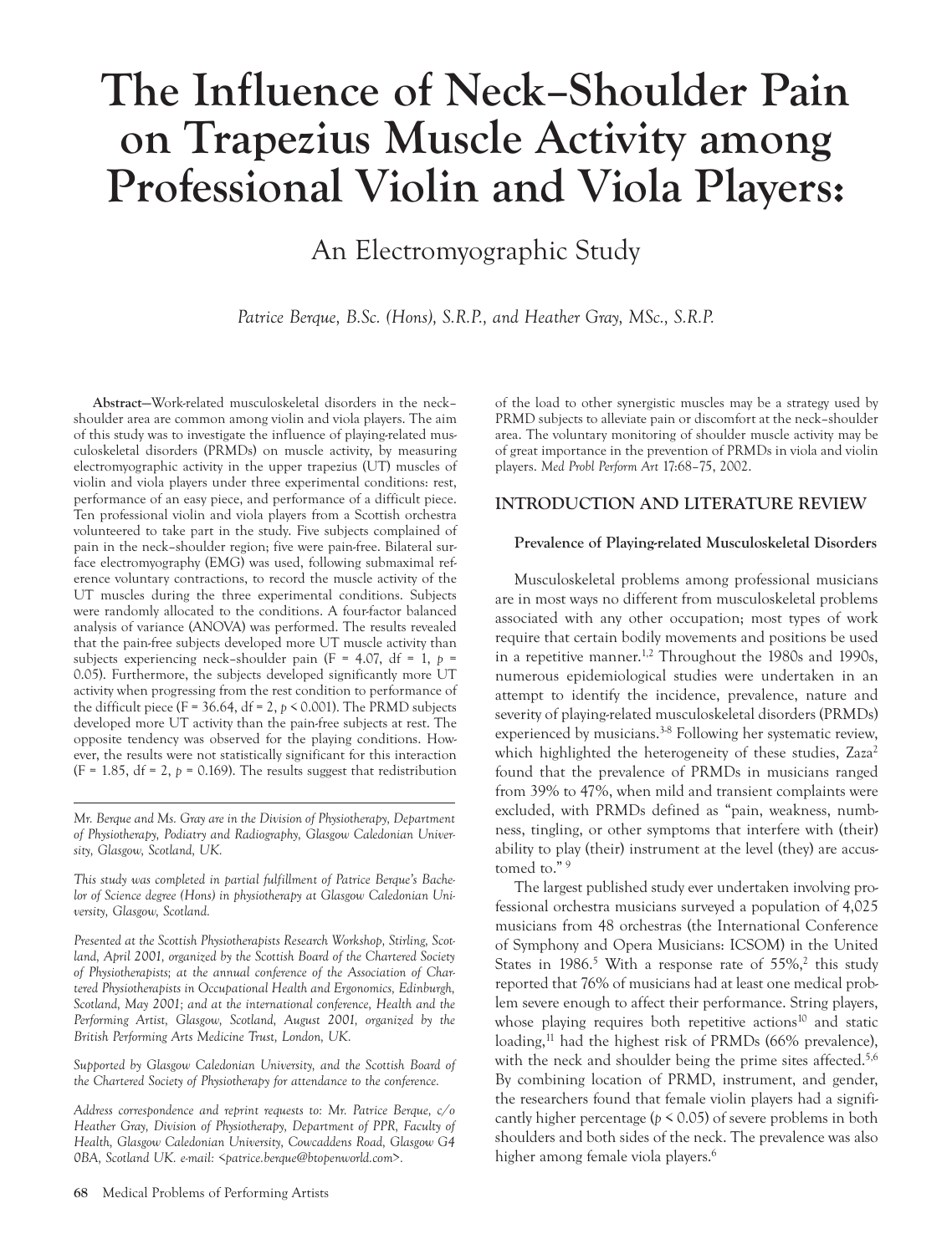# The Influence of Neck–Shoulder Pain on Trapezius Muscle Activity among Professional Violin and Viola Players:

## An Electromyographic Study

*Patrice Berque, B.Sc. (Hons), S.R.P., and Heather Gray, MSc., S.R.P.*

**Abstract**—Work-related musculoskeletal disorders in the neck–shoulder area are common among violin and viola players. The aim of this study was to investigate the influence of playing-related musculoskeletal disorders (PRMDs) on muscle activity, by measuring electromyographic activity in the upper trapezius (UT) muscles of violin and viola players under three experimental conditions: rest, performance of an easy piece, and performance of a difficult piece. Ten professional violin and viola players from a Scottish orchestra volunteered to take part in the study. Five subjects complained of pain in the neck–shoulder region; five were pain-free. Bilateral surface electromyography (EMG) was used, following submaximal reference voluntary contractions, to record the muscle activity of the UT muscles during the three experimental conditions. Subjects were randomly allocated to the conditions. A four-factor balanced analysis of variance (ANOVA) was performed. The results revealed that the pain-free subjects developed more UT muscle activity than subjects experiencing neck–shoulder pain ($F = 4.07$, df = 1, $p = 0.05$). Furthermore, the subjects developed significantly more UT activity when progressing from the rest condition to performance of the difficult piece ($F = 36.64$, df = 2, $p < 0.001$). The PRMD subjects developed more UT activity than the pain-free subjects at rest. The opposite tendency was observed for the playing conditions. However, the results were not statistically significant for this interaction ($F = 1.85$, df = 2, $p = 0.169$). The results suggest that redistribution of the load to other synergistic muscles may be a strategy used by PRMD subjects to alleviate pain or discomfort at the neck–shoulder area. The voluntary monitoring of shoulder muscle activity may be of great importance in the prevention of PRMDs in viola and violin players. *Med Probl Perform Art* 17:68–75, 2002.

*Mr. Berque and Ms. Gray are in the Division of Physiotherapy, Department of Physiotherapy, Podiatry and Radiography, Glasgow Caledonian University, Glasgow, Scotland, UK.*

*This study was completed in partial fulfillment of Patrice Berque's Bachelor of Science degree (Hons) in physiotherapy at Glasgow Caledonian University, Glasgow, Scotland.*

*Presented at the Scottish Physiotherapists Research Workshop, Stirling, Scotland, April 2001, organized by the Scottish Board of the Chartered Society of Physiotherapists; at the annual conference of the Association of Chartered Physiotherapists in Occupational Health and Ergonomics, Edinburgh, Scotland, May 2001; and at the international conference, Health and the Performing Artist, Glasgow, Scotland, August 2001, organized by the British Performing Arts Medicine Trust, London, UK.*

*Supported by Glasgow Caledonian University, and the Scottish Board of the Chartered Society of Physiotherapy for attendance to the conference.*

*Address correspondence and reprint requests to: Mr. Patrice Berque, c/o Heather Gray, Division of Physiotherapy, Department of PPR, Faculty of Health, Glasgow Caledonian University, Cowcaddens Road, Glasgow G4 0BA, Scotland UK. e-mail: <patrice.berque@btopenworld.com>.*

## INTRODUCTION AND LITERATURE REVIEW

### Prevalence of Playing-related Musculoskeletal Disorders

Musculoskeletal problems among professional musicians are in most ways no different from musculoskeletal problems associated with any other occupation; most types of work require that certain bodily movements and positions be used in a repetitive manner.[1,2] Throughout the 1980s and 1990s, numerous epidemiological studies were undertaken in an attempt to identify the incidence, prevalence, nature and severity of playing-related musculoskeletal disorders (PRMDs) experienced by musicians.[3-8] Following her systematic review, which highlighted the heterogeneity of these studies, Zaza[2] found that the prevalence of PRMDs in musicians ranged from 39% to 47%, when mild and transient complaints were excluded, with PRMDs defined as "pain, weakness, numbness, tingling, or other symptoms that interfere with (their) ability to play (their) instrument at the level (they) are accustomed to."[9]

The largest published study ever undertaken involving professional orchestra musicians surveyed a population of 4,025 musicians from 48 orchestras (the International Conference of Symphony and Opera Musicians: ICSOM) in the United States in 1986.[5] With a response rate of 55%,[2] this study reported that 76% of musicians had at least one medical problem severe enough to affect their performance. String players, whose playing requires both repetitive actions[10] and static loading,[11] had the highest risk of PRMDs (66% prevalence), with the neck and shoulder being the prime sites affected.[5,6] By combining location of PRMD, instrument, and gender, the researchers found that female violin players had a significantly higher percentage ($p < 0.05$) of severe problems in both shoulders and both sides of the neck. The prevalence was also higher among female viola players.[6]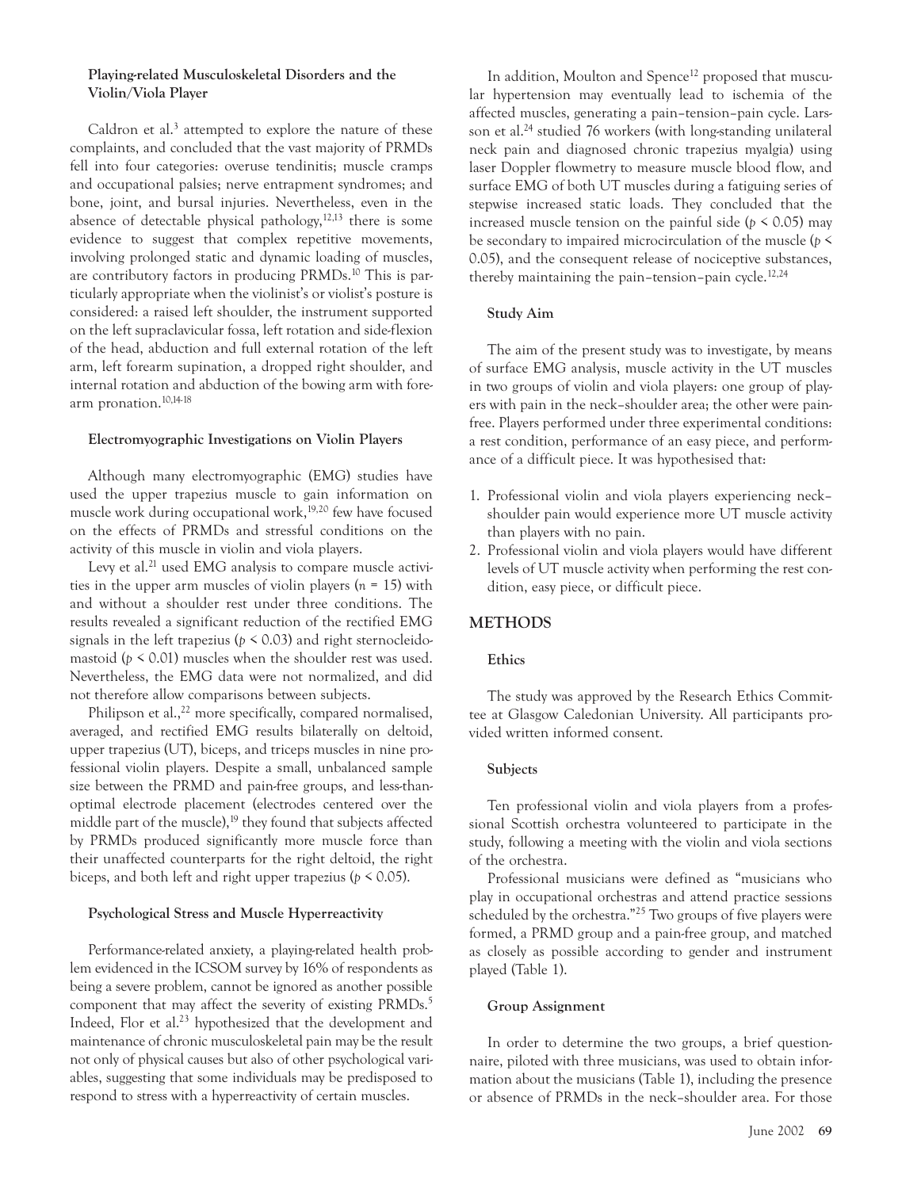### Playing-related Musculoskeletal Disorders and the Violin/Viola Player

Caldron et al.[3] attempted to explore the nature of these complaints, and concluded that the vast majority of PRMDs fell into four categories: overuse tendinitis; muscle cramps and occupational palsies; nerve entrapment syndromes; and bone, joint, and bursal injuries. Nevertheless, even in the absence of detectable physical pathology,[12,13] there is some evidence to suggest that complex repetitive movements, involving prolonged static and dynamic loading of muscles, are contributory factors in producing PRMDs.[10] This is particularly appropriate when the violinist's or violist's posture is considered: a raised left shoulder, the instrument supported on the left supraclavicular fossa, left rotation and side-flexion of the head, abduction and full external rotation of the left arm, left forearm supination, a dropped right shoulder, and internal rotation and abduction of the bowing arm with forearm pronation.[10,14-18]

### Electromyographic Investigations on Violin Players

Although many electromyographic (EMG) studies have used the upper trapezius muscle to gain information on muscle work during occupational work,[19,20] few have focused on the effects of PRMDs and stressful conditions on the activity of this muscle in violin and viola players.

Levy et al.[21] used EMG analysis to compare muscle activities in the upper arm muscles of violin players ($n = 15$) with and without a shoulder rest under three conditions. The results revealed a significant reduction of the rectified EMG signals in the left trapezius ($p < 0.03$) and right sternocleidomastoid ($p < 0.01$) muscles when the shoulder rest was used. Nevertheless, the EMG data were not normalized, and did not therefore allow comparisons between subjects.

Philipson et al.,[22] more specifically, compared normalised, averaged, and rectified EMG results bilaterally on deltoid, upper trapezius (UT), biceps, and triceps muscles in nine professional violin players. Despite a small, unbalanced sample size between the PRMD and pain-free groups, and less-than-optimal electrode placement (electrodes centered over the middle part of the muscle),[19] they found that subjects affected by PRMDs produced significantly more muscle force than their unaffected counterparts for the right deltoid, the right biceps, and both left and right upper trapezius ($p < 0.05$).

### Psychological Stress and Muscle Hyperreactivity

Performance-related anxiety, a playing-related health problem evidenced in the ICSOM survey by 16% of respondents as being a severe problem, cannot be ignored as another possible component that may affect the severity of existing PRMDs.[5] Indeed, Flor et al.[23] hypothesized that the development and maintenance of chronic musculoskeletal pain may be the result not only of physical causes but also of other psychological variables, suggesting that some individuals may be predisposed to respond to stress with a hyperreactivity of certain muscles.

In addition, Moulton and Spence[12] proposed that muscular hypertension may eventually lead to ischemia of the affected muscles, generating a pain–tension–pain cycle. Larsson et al.[24] studied 76 workers (with long-standing unilateral neck pain and diagnosed chronic trapezius myalgia) using laser Doppler flowmetry to measure muscle blood flow, and surface EMG of both UT muscles during a fatiguing series of stepwise increased static loads. They concluded that the increased muscle tension on the painful side ($p < 0.05$) may be secondary to impaired microcirculation of the muscle ($p < 0.05$), and the consequent release of nociceptive substances, thereby maintaining the pain–tension–pain cycle.[12,24]

### Study Aim

The aim of the present study was to investigate, by means of surface EMG analysis, muscle activity in the UT muscles in two groups of violin and viola players: one group of players with pain in the neck–shoulder area; the other were pain-free. Players performed under three experimental conditions: a rest condition, performance of an easy piece, and performance of a difficult piece. It was hypothesised that:

1. Professional violin and viola players experiencing neck–shoulder pain would experience more UT muscle activity than players with no pain.
2. Professional violin and viola players would have different levels of UT muscle activity when performing the rest condition, easy piece, or difficult piece.

## METHODS

### Ethics

The study was approved by the Research Ethics Committee at Glasgow Caledonian University. All participants provided written informed consent.

### Subjects

Ten professional violin and viola players from a professional Scottish orchestra volunteered to participate in the study, following a meeting with the violin and viola sections of the orchestra.

Professional musicians were defined as "musicians who play in occupational orchestras and attend practice sessions scheduled by the orchestra."[25] Two groups of five players were formed, a PRMD group and a pain-free group, and matched as closely as possible according to gender and instrument played (Table 1).

### Group Assignment

In order to determine the two groups, a brief questionnaire, piloted with three musicians, was used to obtain information about the musicians (Table 1), including the presence or absence of PRMDs in the neck–shoulder area. For those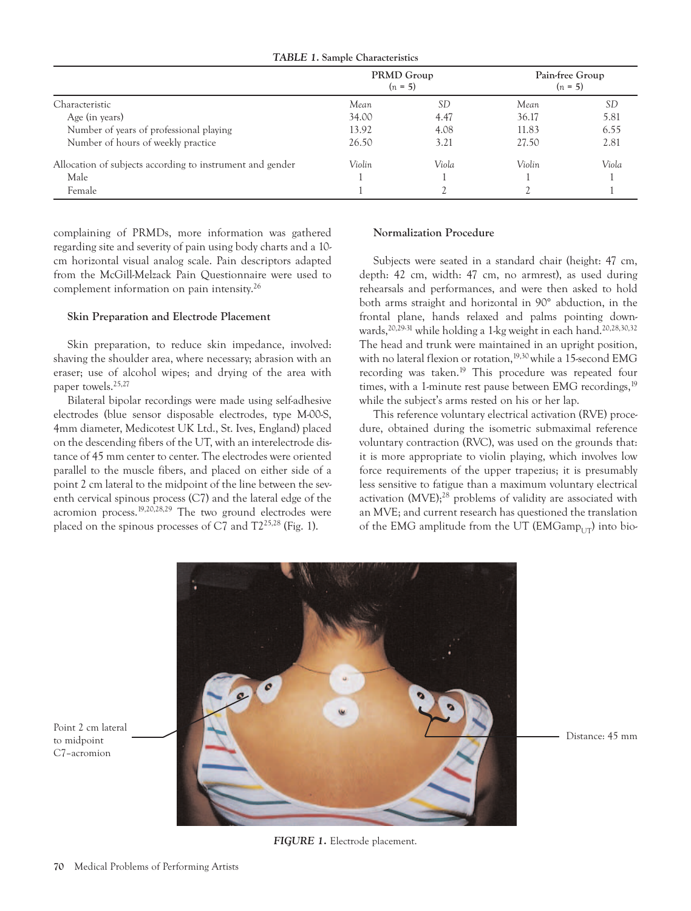**TABLE 1.** Sample Characteristics

| | PRMD Group (n = 5) | | Pain-free Group (n = 5) | |
|---|---|---|---|---|
| Characteristic | *Mean* | *SD* | *Mean* | *SD* |
| Age (in years) | 34.00 | 4.47 | 36.17 | 5.81 |
| Number of years of professional playing | 13.92 | 4.08 | 11.83 | 6.55 |
| Number of hours of weekly practice | 26.50 | 3.21 | 27.50 | 2.81 |
| Allocation of subjects according to instrument and gender | *Violin* | *Viola* | *Violin* | *Viola* |
| Male | 1 | 1 | 1 | 1 |
| Female | 1 | 2 | 2 | 1 |

complaining of PRMDs, more information was gathered regarding site and severity of pain using body charts and a 10-cm horizontal visual analog scale. Pain descriptors adapted from the McGill-Melzack Pain Questionnaire were used to complement information on pain intensity.[26]

### Skin Preparation and Electrode Placement

Skin preparation, to reduce skin impedance, involved: shaving the shoulder area, where necessary; abrasion with an eraser; use of alcohol wipes; and drying of the area with paper towels.[25,27]

Bilateral bipolar recordings were made using self-adhesive electrodes (blue sensor disposable electrodes, type M-00-S, 4mm diameter, Medicotest UK Ltd., St. Ives, England) placed on the descending fibers of the UT, with an interelectrode distance of 45 mm center to center. The electrodes were oriented parallel to the muscle fibers, and placed on either side of a point 2 cm lateral to the midpoint of the line between the seventh cervical spinous process (C7) and the lateral edge of the acromion process.[19,20,28,29] The two ground electrodes were placed on the spinous processes of C7 and T2[25,28] (Fig. 1).

### Normalization Procedure

Subjects were seated in a standard chair (height: 47 cm, depth: 42 cm, width: 47 cm, no armrest), as used during rehearsals and performances, and were then asked to hold both arms straight and horizontal in 90° abduction, in the frontal plane, hands relaxed and palms pointing downwards,[20,29-31] while holding a 1-kg weight in each hand.[20,28,30,32] The head and trunk were maintained in an upright position, with no lateral flexion or rotation,[19,30] while a 15-second EMG recording was taken.[19] This procedure was repeated four times, with a 1-minute rest pause between EMG recordings,[19] while the subject's arms rested on his or her lap.

This reference voluntary electrical activation (RVE) procedure, obtained during the isometric submaximal reference voluntary contraction (RVC), was used on the grounds that: it is more appropriate to violin playing, which involves low force requirements of the upper trapezius; it is presumably less sensitive to fatigue than a maximum voluntary electrical activation (MVE);[28] problems of validity are associated with an MVE; and current research has questioned the translation of the EMG amplitude from the UT ($EMGamp_{UT}$) into bio-

Point 2 cm lateral to midpoint C7–acromion

Distance: 45 mm

***FIGURE 1.*** Electrode placement.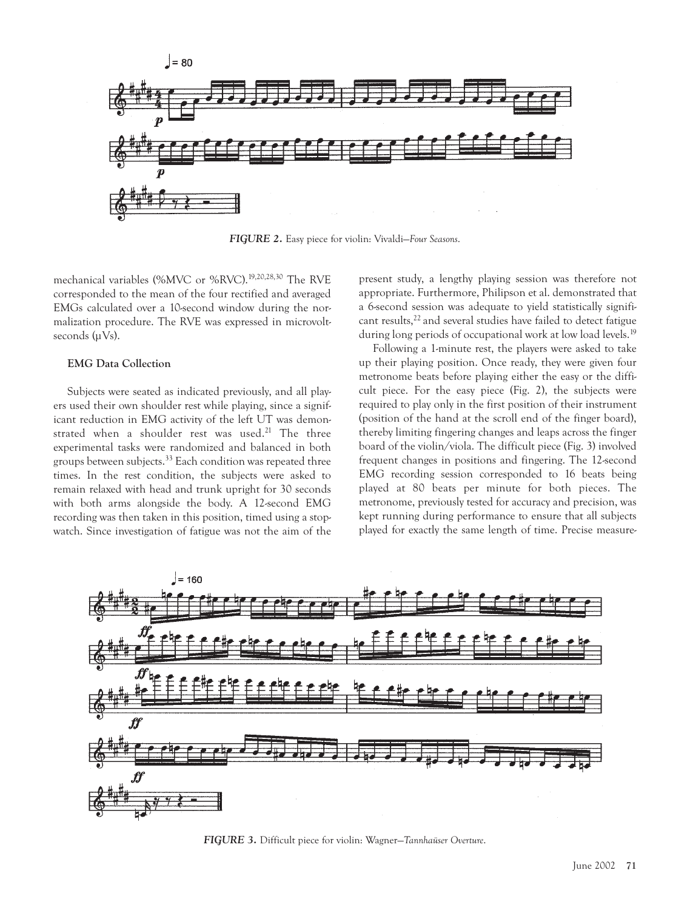FIGURE 2. Easy piece for violin: Vivaldi—*Four Seasons*.

mechanical variables (%MVC or %RVC).[19,20,28,30] The RVE corresponded to the mean of the four rectified and averaged EMGs calculated over a 10-second window during the normalization procedure. The RVE was expressed in microvolt-seconds (μVs).

### EMG Data Collection

Subjects were seated as indicated previously, and all players used their own shoulder rest while playing, since a significant reduction in EMG activity of the left UT was demonstrated when a shoulder rest was used.[21] The three experimental tasks were randomized and balanced in both groups between subjects.[33] Each condition was repeated three times. In the rest condition, the subjects were asked to remain relaxed with head and trunk upright for 30 seconds with both arms alongside the body. A 12-second EMG recording was then taken in this position, timed using a stopwatch. Since investigation of fatigue was not the aim of the present study, a lengthy playing session was therefore not appropriate. Furthermore, Philipson et al. demonstrated that a 6-second session was adequate to yield statistically significant results,[22] and several studies have failed to detect fatigue during long periods of occupational work at low load levels.[19]

Following a 1-minute rest, the players were asked to take up their playing position. Once ready, they were given four metronome beats before playing either the easy or the difficult piece. For the easy piece (Fig. 2), the subjects were required to play only in the first position of their instrument (position of the hand at the scroll end of the finger board), thereby limiting fingering changes and leaps across the finger board of the violin/viola. The difficult piece (Fig. 3) involved frequent changes in positions and fingering. The 12-second EMG recording session corresponded to 16 beats being played at 80 beats per minute for both pieces. The metronome, previously tested for accuracy and precision, was kept running during performance to ensure that all subjects played for exactly the same length of time. Precise measure-

FIGURE 3. Difficult piece for violin: Wagner—*Tannhaüser Overture*.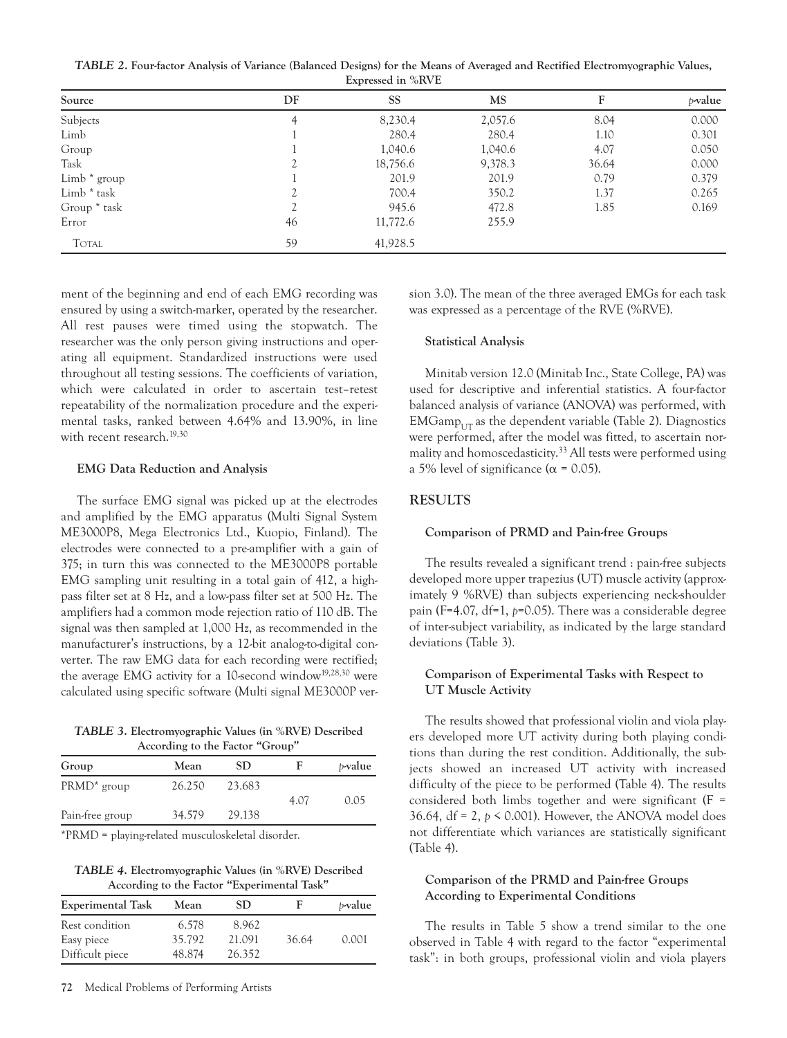**TABLE 2. Four-factor Analysis of Variance (Balanced Designs) for the Means of Averaged and Rectified Electromyographic Values, Expressed in %RVE**

| Source | DF | SS | MS | F | p-value |
|---|---|---|---|---|---|
| Subjects | 4 | 8,230.4 | 2,057.6 | 8.04 | 0.000 |
| Limb | 1 | 280.4 | 280.4 | 1.10 | 0.301 |
| Group | 1 | 1,040.6 | 1,040.6 | 4.07 | 0.050 |
| Task | 2 | 18,756.6 | 9,378.3 | 36.64 | 0.000 |
| Limb * group | 1 | 201.9 | 201.9 | 0.79 | 0.379 |
| Limb * task | 2 | 700.4 | 350.2 | 1.37 | 0.265 |
| Group * task | 2 | 945.6 | 472.8 | 1.85 | 0.169 |
| Error | 46 | 11,772.6 | 255.9 | | |
| Total | 59 | 41,928.5 | | | |

ment of the beginning and end of each EMG recording was ensured by using a switch-marker, operated by the researcher. All rest pauses were timed using the stopwatch. The researcher was the only person giving instructions and operating all equipment. Standardized instructions were used throughout all testing sessions. The coefficients of variation, which were calculated in order to ascertain test–retest repeatability of the normalization procedure and the experimental tasks, ranked between 4.64% and 13.90%, in line with recent research.[19,30]

### EMG Data Reduction and Analysis

The surface EMG signal was picked up at the electrodes and amplified by the EMG apparatus (Multi Signal System ME3000P8, Mega Electronics Ltd., Kuopio, Finland). The electrodes were connected to a pre-amplifier with a gain of 375; in turn this was connected to the ME3000P8 portable EMG sampling unit resulting in a total gain of 412, a high-pass filter set at 8 Hz, and a low-pass filter set at 500 Hz. The amplifiers had a common mode rejection ratio of 110 dB. The signal was then sampled at 1,000 Hz, as recommended in the manufacturer's instructions, by a 12-bit analog-to-digital converter. The raw EMG data for each recording were rectified; the average EMG activity for a 10-second window[19,28,30] were calculated using specific software (Multi signal ME3000P version 3.0). The mean of the three averaged EMGs for each task was expressed as a percentage of the RVE (%RVE).

### Statistical Analysis

Minitab version 12.0 (Minitab Inc., State College, PA) was used for descriptive and inferential statistics. A four-factor balanced analysis of variance (ANOVA) was performed, with $EMGamp_{UT}$ as the dependent variable (Table 2). Diagnostics were performed, after the model was fitted, to ascertain normality and homoscedasticity.[33] All tests were performed using a 5% level of significance ($\alpha = 0.05$).

## RESULTS

### Comparison of PRMD and Pain-free Groups

The results revealed a significant trend : pain-free subjects developed more upper trapezius (UT) muscle activity (approximately 9 %RVE) than subjects experiencing neck-shoulder pain ($F=4.07$, df=1, $p=0.05$). There was a considerable degree of inter-subject variability, as indicated by the large standard deviations (Table 3).

**TABLE 3. Electromyographic Values (in %RVE) Described According to the Factor "Group"**

| Group | Mean | SD | F | p-value |
|---|---|---|---|---|
| PRMD* group | 26.250 | 23.683 | 4.07 | 0.05 |
| Pain-free group | 34.579 | 29.138 | | |

*PRMD = playing-related musculoskeletal disorder.

### Comparison of Experimental Tasks with Respect to UT Muscle Activity

The results showed that professional violin and viola players developed more UT activity during both playing conditions than during the rest condition. Additionally, the subjects showed an increased UT activity with increased difficulty of the piece to be performed (Table 4). The results considered both limbs together and were significant ($F = 36.64$, df = 2, $p < 0.001$). However, the ANOVA model does not differentiate which variances are statistically significant (Table 4).

**TABLE 4. Electromyographic Values (in %RVE) Described According to the Factor "Experimental Task"**

| Experimental Task | Mean | SD | F | p-value |
|---|---|---|---|---|
| Rest condition | 6.578 | 8.962 | | |
| Easy piece | 35.792 | 21.091 | 36.64 | 0.001 |
| Difficult piece | 48.874 | 26.352 | | |

### Comparison of the PRMD and Pain-free Groups According to Experimental Conditions

The results in Table 5 show a trend similar to the one observed in Table 4 with regard to the factor "experimental task": in both groups, professional violin and viola players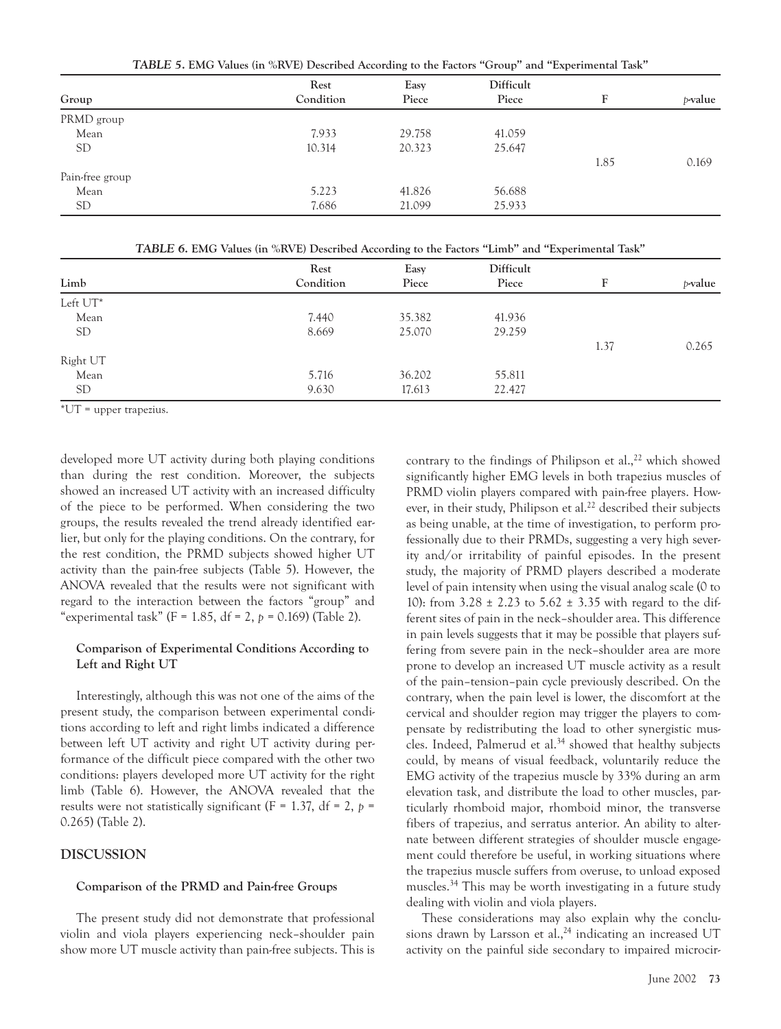**TABLE 5. EMG Values (in %RVE) Described According to the Factors "Group" and "Experimental Task"**

| Group | Rest Condition | Easy Piece | Difficult Piece | F | *p*-value |
|---|---|---|---|---|---|
| PRMD group | | | | | |
| Mean | 7.933 | 29.758 | 41.059 | | |
| SD | 10.314 | 20.323 | 25.647 | | |
| | | | | 1.85 | 0.169 |
| Pain-free group | | | | | |
| Mean | 5.223 | 41.826 | 56.688 | | |
| SD | 7.686 | 21.099 | 25.933 | | |

**TABLE 6. EMG Values (in %RVE) Described According to the Factors "Limb" and "Experimental Task"**

| Limb | Rest Condition | Easy Piece | Difficult Piece | F | *p*-value |
|---|---|---|---|---|---|
| Left UT* | | | | | |
| Mean | 7.440 | 35.382 | 41.936 | | |
| SD | 8.669 | 25.070 | 29.259 | | |
| | | | | 1.37 | 0.265 |
| Right UT | | | | | |
| Mean | 5.716 | 36.202 | 55.811 | | |
| SD | 9.630 | 17.613 | 22.427 | | |

*UT = upper trapezius.

developed more UT activity during both playing conditions than during the rest condition. Moreover, the subjects showed an increased UT activity with an increased difficulty of the piece to be performed. When considering the two groups, the results revealed the trend already identified earlier, but only for the playing conditions. On the contrary, for the rest condition, the PRMD subjects showed higher UT activity than the pain-free subjects (Table 5). However, the ANOVA revealed that the results were not significant with regard to the interaction between the factors "group" and "experimental task" ($F = 1.85$, $df = 2$, $p = 0.169$) (Table 2).

### Comparison of Experimental Conditions According to Left and Right UT

Interestingly, although this was not one of the aims of the present study, the comparison between experimental conditions according to left and right limbs indicated a difference between left UT activity and right UT activity during performance of the difficult piece compared with the other two conditions: players developed more UT activity for the right limb (Table 6). However, the ANOVA revealed that the results were not statistically significant ($F = 1.37$, $df = 2$, $p = 0.265$) (Table 2).

## DISCUSSION

### Comparison of the PRMD and Pain-free Groups

The present study did not demonstrate that professional violin and viola players experiencing neck–shoulder pain show more UT muscle activity than pain-free subjects. This is contrary to the findings of Philipson et al.,[22] which showed significantly higher EMG levels in both trapezius muscles of PRMD violin players compared with pain-free players. However, in their study, Philipson et al.[22] described their subjects as being unable, at the time of investigation, to perform professionally due to their PRMDs, suggesting a very high severity and/or irritability of painful episodes. In the present study, the majority of PRMD players described a moderate level of pain intensity when using the visual analog scale (0 to 10): from $3.28 \pm 2.23$ to $5.62 \pm 3.35$ with regard to the different sites of pain in the neck–shoulder area. This difference in pain levels suggests that it may be possible that players suffering from severe pain in the neck–shoulder area are more prone to develop an increased UT muscle activity as a result of the pain–tension–pain cycle previously described. On the contrary, when the pain level is lower, the discomfort at the cervical and shoulder region may trigger the players to compensate by redistributing the load to other synergistic muscles. Indeed, Palmerud et al.[34] showed that healthy subjects could, by means of visual feedback, voluntarily reduce the EMG activity of the trapezius muscle by 33% during an arm elevation task, and distribute the load to other muscles, particularly rhomboid major, rhomboid minor, the transverse fibers of trapezius, and serratus anterior. An ability to alternate between different strategies of shoulder muscle engagement could therefore be useful, in working situations where the trapezius muscle suffers from overuse, to unload exposed muscles.[34] This may be worth investigating in a future study dealing with violin and viola players.

These considerations may also explain why the conclusions drawn by Larsson et al.,[24] indicating an increased UT activity on the painful side secondary to impaired microcir-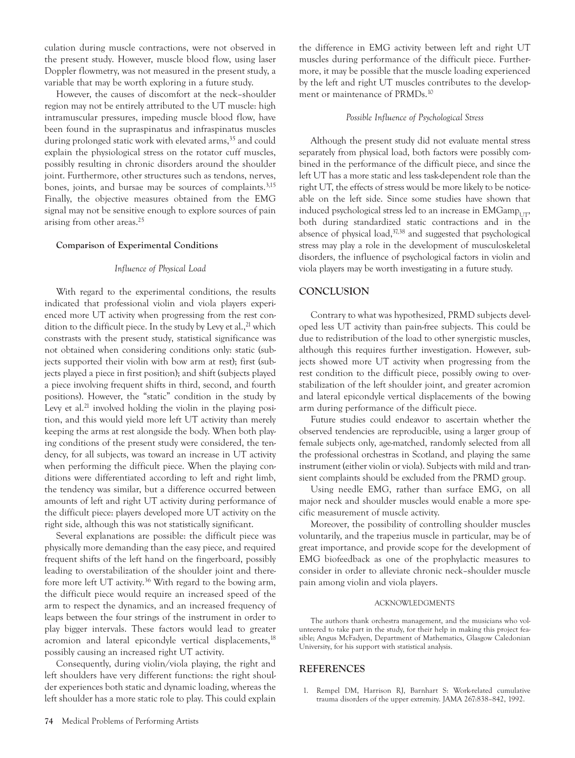culation during muscle contractions, were not observed in the present study. However, muscle blood flow, using laser Doppler flowmetry, was not measured in the present study, a variable that may be worth exploring in a future study.

However, the causes of discomfort at the neck–shoulder region may not be entirely attributed to the UT muscle: high intramuscular pressures, impeding muscle blood flow, have been found in the supraspinatus and infraspinatus muscles during prolonged static work with elevated arms,[35] and could explain the physiological stress on the rotator cuff muscles, possibly resulting in chronic disorders around the shoulder joint. Furthermore, other structures such as tendons, nerves, bones, joints, and bursae may be sources of complaints.[3,15] Finally, the objective measures obtained from the EMG signal may not be sensitive enough to explore sources of pain arising from other areas.[25]

### Comparison of Experimental Conditions

#### *Influence of Physical Load*

With regard to the experimental conditions, the results indicated that professional violin and viola players experienced more UT activity when progressing from the rest condition to the difficult piece. In the study by Levy et al.,[21] which constrasts with the present study, statistical significance was not obtained when considering conditions only: static (subjects supported their violin with bow arm at rest); first (subjects played a piece in first position); and shift (subjects played a piece involving frequent shifts in third, second, and fourth positions). However, the "static" condition in the study by Levy et al.[21] involved holding the violin in the playing position, and this would yield more left UT activity than merely keeping the arms at rest alongside the body. When both playing conditions of the present study were considered, the tendency, for all subjects, was toward an increase in UT activity when performing the difficult piece. When the playing conditions were differentiated according to left and right limb, the tendency was similar, but a difference occurred between amounts of left and right UT activity during performance of the difficult piece: players developed more UT activity on the right side, although this was not statistically significant.

Several explanations are possible: the difficult piece was physically more demanding than the easy piece, and required frequent shifts of the left hand on the fingerboard, possibly leading to overstabilization of the shoulder joint and therefore more left UT activity.[36] With regard to the bowing arm, the difficult piece would require an increased speed of the arm to respect the dynamics, and an increased frequency of leaps between the four strings of the instrument in order to play bigger intervals. These factors would lead to greater acromion and lateral epicondyle vertical displacements,[18] possibly causing an increased right UT activity.

Consequently, during violin/viola playing, the right and left shoulders have very different functions: the right shoulder experiences both static and dynamic loading, whereas the left shoulder has a more static role to play. This could explain the difference in EMG activity between left and right UT muscles during performance of the difficult piece. Furthermore, it may be possible that the muscle loading experienced by the left and right UT muscles contributes to the development or maintenance of PRMDs.[10]

#### *Possible Influence of Psychological Stress*

Although the present study did not evaluate mental stress separately from physical load, both factors were possibly combined in the performance of the difficult piece, and since the left UT has a more static and less task-dependent role than the right UT, the effects of stress would be more likely to be noticeable on the left side. Since some studies have shown that induced psychological stress led to an increase in $EMGamp_{UT}$, both during standardized static contractions and in the absence of physical load,[37,38] and suggested that psychological stress may play a role in the development of musculoskeletal disorders, the influence of psychological factors in violin and viola players may be worth investigating in a future study.

## CONCLUSION

Contrary to what was hypothesized, PRMD subjects developed less UT activity than pain-free subjects. This could be due to redistribution of the load to other synergistic muscles, although this requires further investigation. However, subjects showed more UT activity when progressing from the rest condition to the difficult piece, possibly owing to overstabilization of the left shoulder joint, and greater acromion and lateral epicondyle vertical displacements of the bowing arm during performance of the difficult piece.

Future studies could endeavor to ascertain whether the observed tendencies are reproducible, using a larger group of female subjects only, age-matched, randomly selected from all the professional orchestras in Scotland, and playing the same instrument (either violin or viola). Subjects with mild and transient complaints should be excluded from the PRMD group.

Using needle EMG, rather than surface EMG, on all major neck and shoulder muscles would enable a more specific measurement of muscle activity.

Moreover, the possibility of controlling shoulder muscles voluntarily, and the trapezius muscle in particular, may be of great importance, and provide scope for the development of EMG biofeedback as one of the prophylactic measures to consider in order to alleviate chronic neck–shoulder muscle pain among violin and viola players.

ACKNOWLEDGMENTS

The authors thank orchestra management, and the musicians who volunteered to take part in the study, for their help in making this project feasible; Angus McFadyen, Department of Mathematics, Glasgow Caledonian University, for his support with statistical analysis.

## REFERENCES

1. Rempel DM, Harrison RJ, Barnhart S: Work-related cumulative trauma disorders of the upper extremity. JAMA 267:838–842, 1992.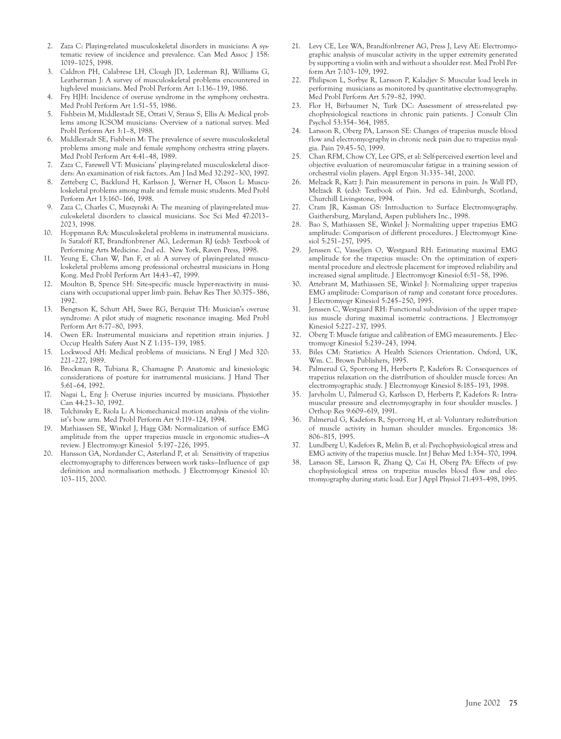2. Zaza C: Playing-related musculoskeletal disorders in musicians: A systematic review of incidence and prevalence. Can Med Assoc J 158: 1019–1025, 1998.
3. Caldron PH, Calabrese LH, Clough JD, Lederman RJ, Williams G, Leatherman J: A survey of musculoskeletal problems encountered in high-level musicians. Med Probl Perform Art 1:136–139, 1986.
4. Fry HJH: Incidence of overuse syndrome in the symphony orchestra. Med Probl Perform Art 1:51–55, 1986.
5. Fishbein M, Middlestadt SE, Ottati V, Straus S, Ellis A: Medical problems among ICSOM musicians: Overview of a national survey. Med Probl Perform Art 3:1–8, 1988.
6. Middlestadt SE, Fishbein M: The prevalence of severe musculoskeletal problems among male and female symphony orchestra string players. Med Probl Perform Art 4:41–48, 1989.
7. Zaza C, Farewell VT: Musicians' playing-related musculoskeletal disorders: An examination of risk factors. Am J Ind Med 32:292–300, 1997.
8. Zetteberg C, Backlund H, Karlsson J, Werner H, Olsson L: Musculoskeletal problems among male and female music students. Med Probl Perform Art 13:160–166, 1998.
9. Zaza C, Charles C, Muszynski A: The meaning of playing-related musculoskeletal disorders to classical musicians. Soc Sci Med 47:2013–2023, 1998.
10. Hoppmann RA: Musculoskeletal problems in instrumental musicians. *In* Sataloff RT, Brandfonbrener AG, Lederman RJ (eds): Textbook of Performing Arts Medicine. 2nd ed. New York, Raven Press, 1998.
11. Yeung E, Chan W, Pan F, et al: A survey of playing-related musculoskeletal problems among professional orchestral musicians in Hong Kong. Med Probl Perform Art 14:43–47, 1999.
12. Moulton B, Spence SH: Site-specific muscle hyper-reactivity in musicians with occupational upper limb pain. Behav Res Ther 30:375–386, 1992.
13. Bengtson K, Schutt AH, Swee RG, Berquist TH: Musician's overuse syndrome: A pilot study of magnetic resonance imaging. Med Probl Perform Art 8:77–80, 1993.
14. Owen ER: Instrumental musicians and repetition strain injuries. J Occup Health Safety Aust N Z 1:135–139, 1985.
15. Lockwood AH: Medical problems of musicians. N Engl J Med 320: 221–227, 1989.
16. Brockman R, Tubiana R, Chamagne P: Anatomic and kinesiologic considerations of posture for instrumental musicians. J Hand Ther 5:61–64, 1992.
17. Nagai L, Eng J: Overuse injuries incurred by musicians. Physiother Can 44:23–30, 1992.
18. Tulchinsky E, Riola L: A biomechanical motion analysis of the violinist's bow arm. Med Probl Perform Art 9:119–124, 1994.
19. Mathiassen SE, Winkel J, Hagg GM: Normalization of surface EMG amplitude from the upper trapezius muscle in ergonomic studies—A review. J Electromyogr Kinesiol 5:197–226, 1995.
20. Hansson GA, Nordander C, Asterland P, et al: Sensitivity of trapezius electromyography to differences between work tasks—Influence of gap definition and normalisation methods. J Electromyogr Kinesiol 10: 103–115, 2000.
21. Levy CE, Lee WA, Brandfonbrener AG, Press J, Levy AE: Electromyographic analysis of muscular activity in the upper extremity generated by supporting a violin with and without a shoulder rest. Med Probl Perform Art 7:103–109, 1992.
22. Philipson L, Sorbye R, Larsson P, Kaladjev S: Muscular load levels in performing musicians as monitored by quantitative electromyography. Med Probl Perform Art 5:79–82, 1990.
23. Flor H, Birbaumer N, Turk DC: Assessment of stress-related psychophysiological reactions in chronic pain patients. J Consult Clin Psychol 53:354–364, 1985.
24. Larsson R, Oberg PA, Larsson SE: Changes of trapezius muscle blood flow and electromyography in chronic neck pain due to trapezius myalgia. Pain 79:45–50, 1999.
25. Chan RFM, Chow CY, Lee GPS, et al: Self-perceived exertion level and objective evaluation of neuromuscular fatigue in a training session of orchestral violin players. Appl Ergon 31:335–341, 2000.
26. Melzack R, Katz J: Pain measurement in persons in pain. *In* Wall PD, Melzack R (eds): Textbook of Pain. 3rd ed. Edinburgh, Scotland, Churchill Livingstone, 1994.
27. Cram JR, Kasman GS: Introduction to Surface Electromyography. Gaithersburg, Maryland, Aspen publishers Inc., 1998.
28. Bao S, Mathiassen SE, Winkel J: Normalizing upper trapezius EMG amplitude: Comparison of different procedures. J Electromyogr Kinesiol 5:251–257, 1995.
29. Jenssen C, Vasseljen O, Westgaard RH: Estimating maximal EMG amplitude for the trapezius muscle: On the optimization of experimental procedure and electrode placement for improved reliability and increased signal amplitude. J Electromyogr Kinesiol 6:51–58, 1996.
30. Attebrant M, Mathiassen SE, Winkel J: Normalizing upper trapezius EMG amplitude: Comparison of ramp and constant force procedures. J Electromyogr Kinesiol 5:245–250, 1995.
31. Jenssen C, Westgaard RH: Functional subdivision of the upper trapezius muscle during maximal isometric contractions. J Electromyogr Kinesiol 5:227–237, 1995.
32. Oberg T: Muscle fatigue and calibration of EMG measurements. J Electromyogr Kinesiol 5:239–243, 1994.
33. Biles CM: Statistics: A Health Sciences Orientation. Oxford, UK, Wm. C. Brown Publishers, 1995.
34. Palmerud G, Sporrong H, Herberts P, Kadefors R: Consequences of trapezius relaxation on the distribution of shoulder muscle forces: An electromyographic study. J Electromyogr Kinesiol 8:185–193, 1998.
35. Jarvholm U, Palmerud G, Karlsson D, Herberts P, Kadefors R: Intramuscular pressure and electromyography in four shoulder muscles. J Orthop Res 9:609–619, 1991.
36. Palmerud G, Kadefors R, Sporrong H, et al: Voluntary redistribution of muscle activity in human shoulder muscles. Ergonomics 38: 806–815, 1995.
37. Lundberg U, Kadefors R, Melin B, et al: Psychophysiological stress and EMG activity of the trapezius muscle. Int J Behav Med 1:354–370, 1994.
38. Larsson SE, Larsson R, Zhang Q, Cai H, Oberg PA: Effects of psychophysiological stress on trapezius muscles blood flow and electromyography during static load. Eur J Appl Physiol 71:493–498, 1995.